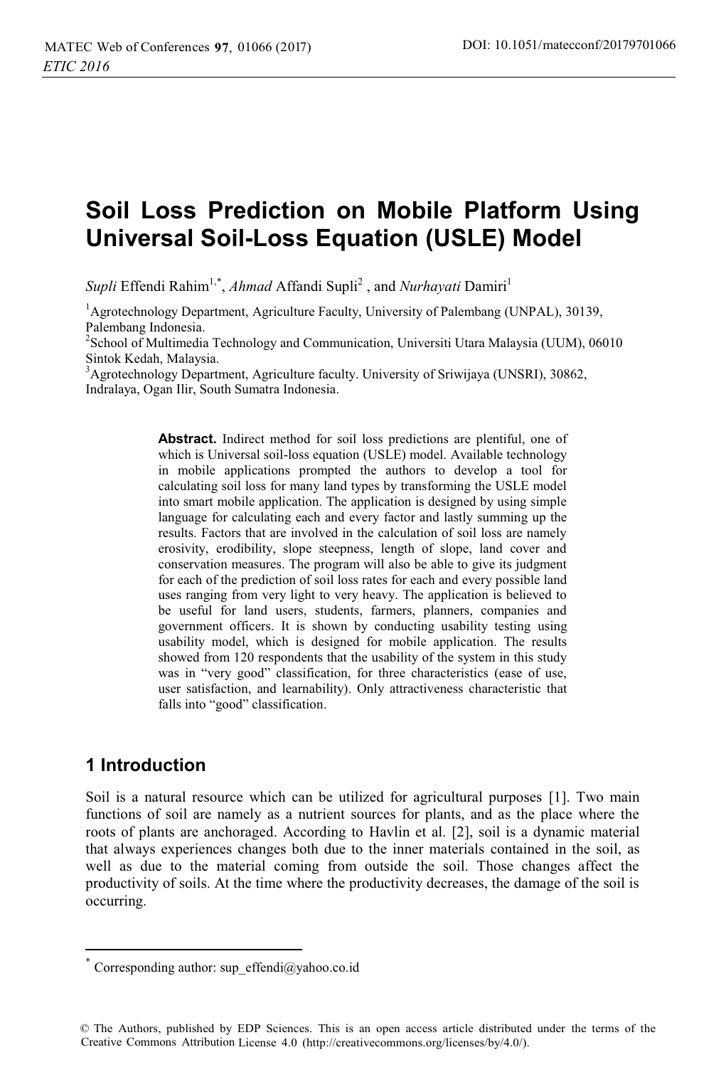# Soil Loss Prediction on Mobile Platform Using Universal Soil-Loss Equation (USLE) Model

*Supli* Effendi Rahim[1,*], *Ahmad* Affandi Supli[2] , and *Nurhayati* Damiri[1]

[1]Agrotechnology Department, Agriculture Faculty, University of Palembang (UNPAL), 30139, Palembang Indonesia.

[2]School of Multimedia Technology and Communication, Universiti Utara Malaysia (UUM), 06010 Sintok Kedah, Malaysia.

[3]Agrotechnology Department, Agriculture faculty. University of Sriwijaya (UNSRI), 30862, Indralaya, Ogan Ilir, South Sumatra Indonesia.

**Abstract.** Indirect method for soil loss predictions are plentiful, one of which is Universal soil-loss equation (USLE) model. Available technology in mobile applications prompted the authors to develop a tool for calculating soil loss for many land types by transforming the USLE model into smart mobile application. The application is designed by using simple language for calculating each and every factor and lastly summing up the results. Factors that are involved in the calculation of soil loss are namely erosivity, erodibility, slope steepness, length of slope, land cover and conservation measures. The program will also be able to give its judgment for each of the prediction of soil loss rates for each and every possible land uses ranging from very light to very heavy. The application is believed to be useful for land users, students, farmers, planners, companies and government officers. It is shown by conducting usability testing using usability model, which is designed for mobile application. The results showed from 120 respondents that the usability of the system in this study was in "very good" classification, for three characteristics (ease of use, user satisfaction, and learnability). Only attractiveness characteristic that falls into "good" classification.

## 1 Introduction

Soil is a natural resource which can be utilized for agricultural purposes [1]. Two main functions of soil are namely as a nutrient sources for plants, and as the place where the roots of plants are anchoraged. According to Havlin et al. [2], soil is a dynamic material that always experiences changes both due to the inner materials contained in the soil, as well as due to the material coming from outside the soil. Those changes affect the productivity of soils. At the time where the productivity decreases, the damage of the soil is occurring.

[*] Corresponding author: sup_effendi@yahoo.co.id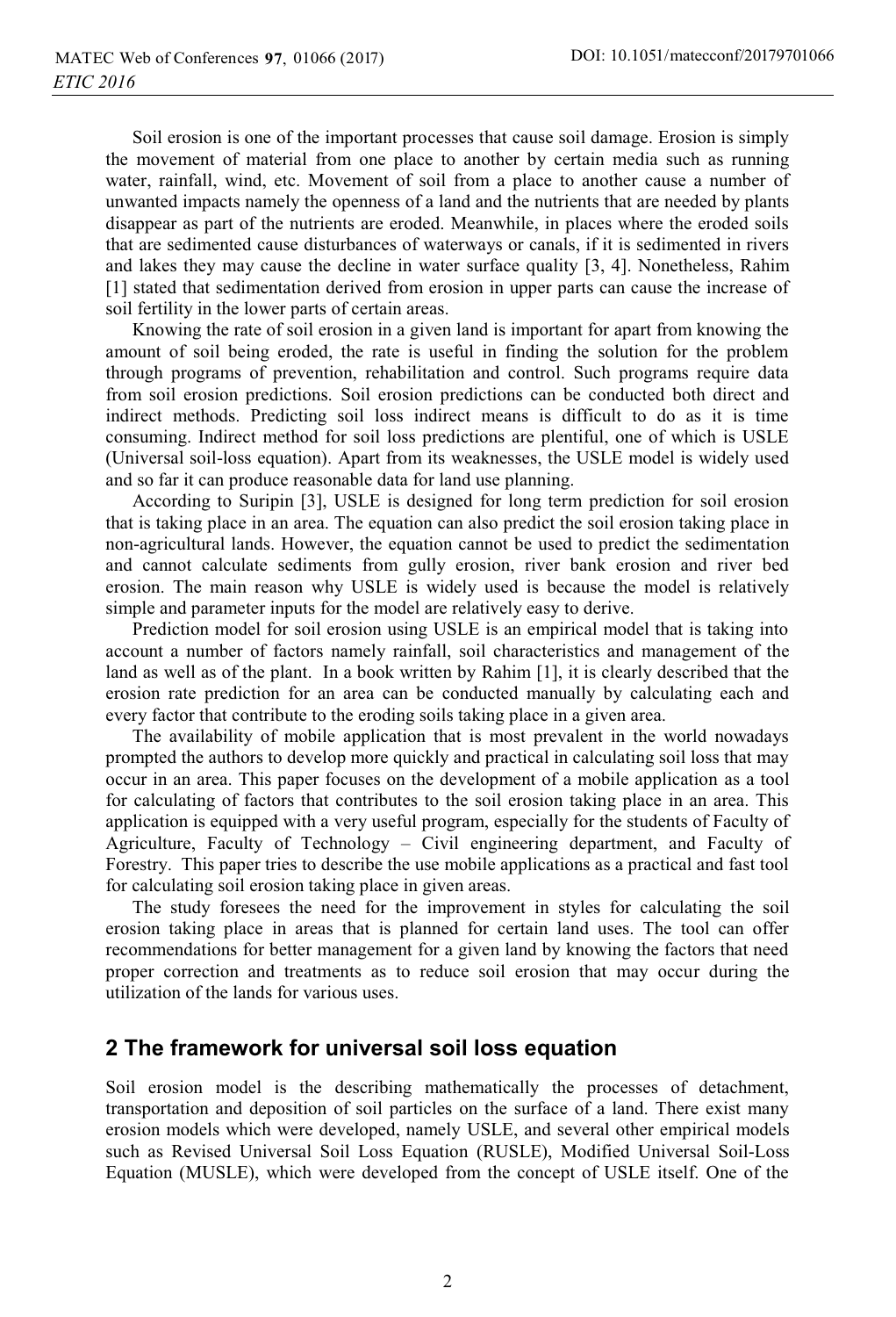Soil erosion is one of the important processes that cause soil damage. Erosion is simply the movement of material from one place to another by certain media such as running water, rainfall, wind, etc. Movement of soil from a place to another cause a number of unwanted impacts namely the openness of a land and the nutrients that are needed by plants disappear as part of the nutrients are eroded. Meanwhile, in places where the eroded soils that are sedimented cause disturbances of waterways or canals, if it is sedimented in rivers and lakes they may cause the decline in water surface quality [3, 4]. Nonetheless, Rahim [1] stated that sedimentation derived from erosion in upper parts can cause the increase of soil fertility in the lower parts of certain areas.

Knowing the rate of soil erosion in a given land is important for apart from knowing the amount of soil being eroded, the rate is useful in finding the solution for the problem through programs of prevention, rehabilitation and control. Such programs require data from soil erosion predictions. Soil erosion predictions can be conducted both direct and indirect methods. Predicting soil loss indirect means is difficult to do as it is time consuming. Indirect method for soil loss predictions are plentiful, one of which is USLE (Universal soil-loss equation). Apart from its weaknesses, the USLE model is widely used and so far it can produce reasonable data for land use planning.

According to Suripin [3], USLE is designed for long term prediction for soil erosion that is taking place in an area. The equation can also predict the soil erosion taking place in non-agricultural lands. However, the equation cannot be used to predict the sedimentation and cannot calculate sediments from gully erosion, river bank erosion and river bed erosion. The main reason why USLE is widely used is because the model is relatively simple and parameter inputs for the model are relatively easy to derive.

Prediction model for soil erosion using USLE is an empirical model that is taking into account a number of factors namely rainfall, soil characteristics and management of the land as well as of the plant. In a book written by Rahim [1], it is clearly described that the erosion rate prediction for an area can be conducted manually by calculating each and every factor that contribute to the eroding soils taking place in a given area.

The availability of mobile application that is most prevalent in the world nowadays prompted the authors to develop more quickly and practical in calculating soil loss that may occur in an area. This paper focuses on the development of a mobile application as a tool for calculating of factors that contributes to the soil erosion taking place in an area. This application is equipped with a very useful program, especially for the students of Faculty of Agriculture, Faculty of Technology – Civil engineering department, and Faculty of Forestry. This paper tries to describe the use mobile applications as a practical and fast tool for calculating soil erosion taking place in given areas.

The study foresees the need for the improvement in styles for calculating the soil erosion taking place in areas that is planned for certain land uses. The tool can offer recommendations for better management for a given land by knowing the factors that need proper correction and treatments as to reduce soil erosion that may occur during the utilization of the lands for various uses.

## 2 The framework for universal soil loss equation

Soil erosion model is the describing mathematically the processes of detachment, transportation and deposition of soil particles on the surface of a land. There exist many erosion models which were developed, namely USLE, and several other empirical models such as Revised Universal Soil Loss Equation (RUSLE), Modified Universal Soil-Loss Equation (MUSLE), which were developed from the concept of USLE itself. One of the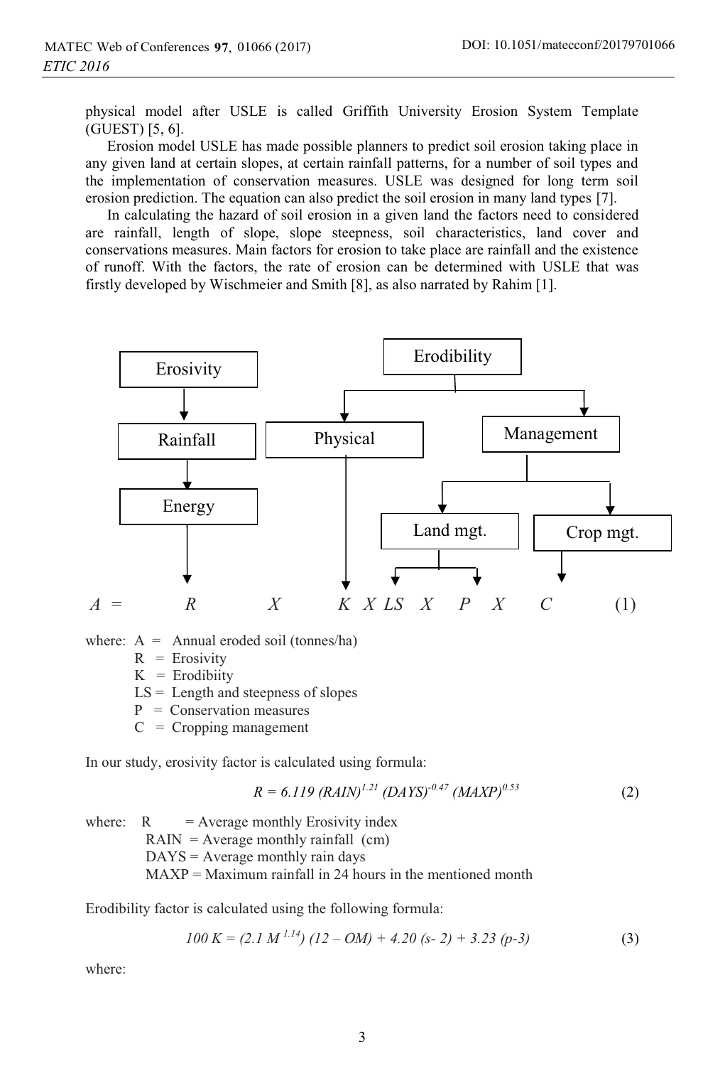physical model after USLE is called Griffith University Erosion System Template (GUEST) [5, 6].

Erosion model USLE has made possible planners to predict soil erosion taking place in any given land at certain slopes, at certain rainfall patterns, for a number of soil types and the implementation of conservation measures. USLE was designed for long term soil erosion prediction. The equation can also predict the soil erosion in many land types [7].

In calculating the hazard of soil erosion in a given land the factors need to considered are rainfall, length of slope, slope steepness, soil characteristics, land cover and conservations measures. Main factors for erosion to take place are rainfall and the existence of runoff. With the factors, the rate of erosion can be determined with USLE that was firstly developed by Wischmeier and Smith [8], as also narrated by Rahim [1].

Erosivity → Rainfall → Energy → R

Erodibility → Physical → K

Erodibility → Management → Land mgt. → LS, P

Erodibility → Management → Crop mgt. → C

$$A = R \times K \times LS \times P \times C \quad (1)$$

where: A = Annual eroded soil (tonnes/ha)
R = Erosivity
K = Erodibiity
LS = Length and steepness of slopes
P = Conservation measures
C = Cropping management

In our study, erosivity factor is calculated using formula:

$$R = 6.119\ (RAIN)^{1.21}\ (DAYS)^{-0.47}\ (MAXP)^{0.53} \quad (2)$$

where: R = Average monthly Erosivity index
RAIN = Average monthly rainfall (cm)
DAYS = Average monthly rain days
MAXP = Maximum rainfall in 24 hours in the mentioned month

Erodibility factor is calculated using the following formula:

$$100\ K = (2.1\ M^{1.14})\ (12 - OM) + 4.20\ (s - 2) + 3.23\ (p - 3) \quad (3)$$

where: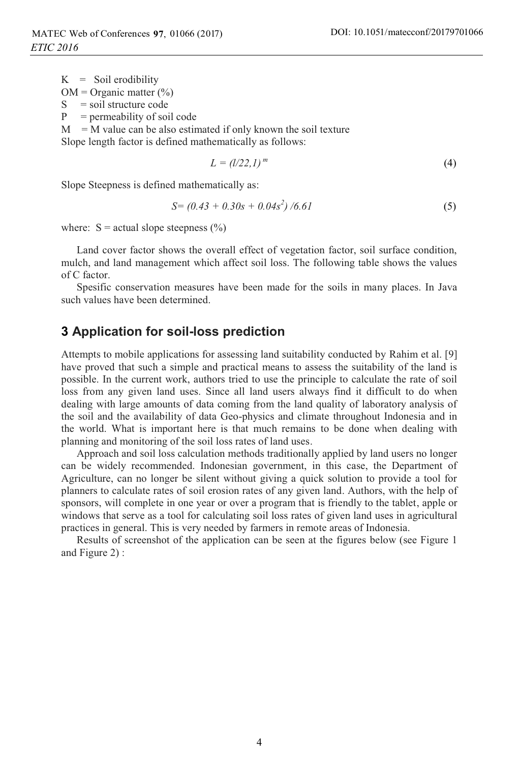K = Soil erodibility  
OM = Organic matter (%)  
S = soil structure code  
P = permeability of soil code  
M = M value can be also estimated if only known the soil texture  
Slope length factor is defined mathematically as follows:

$$L = (l/22,1)^{m} \tag{4}$$

Slope Steepness is defined mathematically as:

$$S = (0.43 + 0.30s + 0.04s^{2}) / 6.61 \tag{5}$$

where: S = actual slope steepness (%)

Land cover factor shows the overall effect of vegetation factor, soil surface condition, mulch, and land management which affect soil loss. The following table shows the values of C factor.

Spesific conservation measures have been made for the soils in many places. In Java such values have been determined.

## 3 Application for soil-loss prediction

Attempts to mobile applications for assessing land suitability conducted by Rahim et al. [9] have proved that such a simple and practical means to assess the suitability of the land is possible. In the current work, authors tried to use the principle to calculate the rate of soil loss from any given land uses. Since all land users always find it difficult to do when dealing with large amounts of data coming from the land quality of laboratory analysis of the soil and the availability of data Geo-physics and climate throughout Indonesia and in the world. What is important here is that much remains to be done when dealing with planning and monitoring of the soil loss rates of land uses.

Approach and soil loss calculation methods traditionally applied by land users no longer can be widely recommended. Indonesian government, in this case, the Department of Agriculture, can no longer be silent without giving a quick solution to provide a tool for planners to calculate rates of soil erosion rates of any given land. Authors, with the help of sponsors, will complete in one year or over a program that is friendly to the tablet, apple or windows that serve as a tool for calculating soil loss rates of given land uses in agricultural practices in general. This is very needed by farmers in remote areas of Indonesia.

Results of screenshot of the application can be seen at the figures below (see Figure 1 and Figure 2) :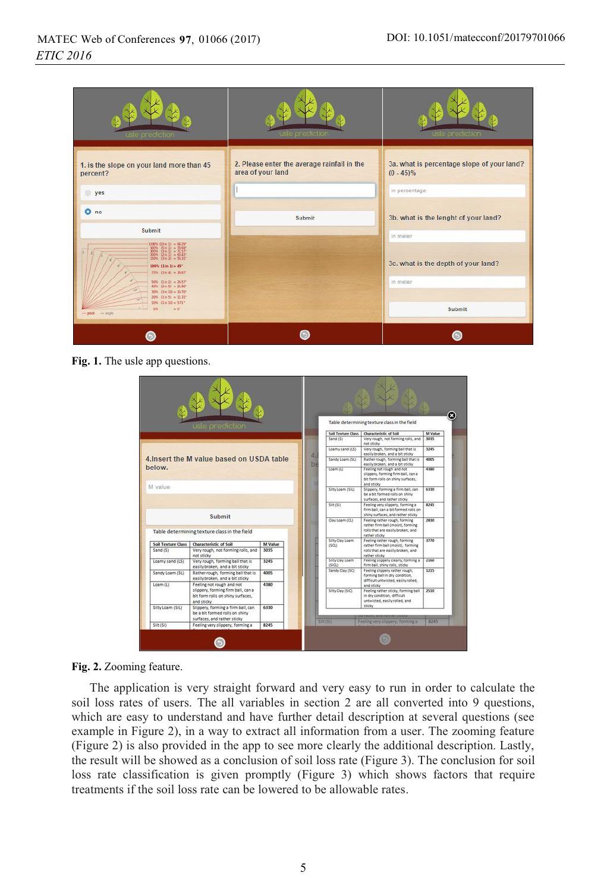Fig. 1. The usle app questions.

Fig. 2. Zooming feature.

The application is very straight forward and very easy to run in order to calculate the soil loss rates of users. The all variables in section 2 are all converted into 9 questions, which are easy to understand and have further detail description at several questions (see example in Figure 2), in a way to extract all information from a user. The zooming feature (Figure 2) is also provided in the app to see more clearly the additional description. Lastly, the result will be showed as a conclusion of soil loss rate (Figure 3). The conclusion for soil loss rate classification is given promptly (Figure 3) which shows factors that require treatments if the soil loss rate can be lowered to be allowable rates.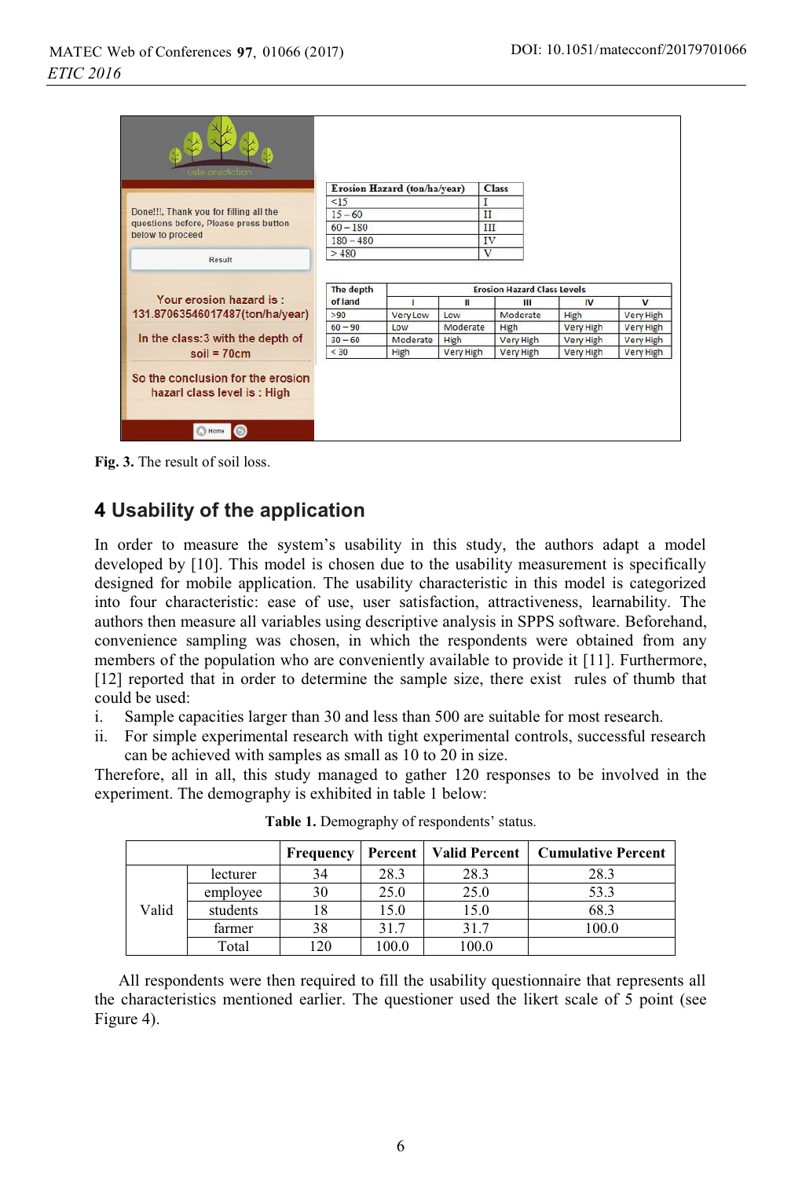Fig. 3. The result of soil loss.

## 4 Usability of the application

In order to measure the system's usability in this study, the authors adapt a model developed by [10]. This model is chosen due to the usability measurement is specifically designed for mobile application. The usability characteristic in this model is categorized into four characteristic: ease of use, user satisfaction, attractiveness, learnability. The authors then measure all variables using descriptive analysis in SPPS software. Beforehand, convenience sampling was chosen, in which the respondents were obtained from any members of the population who are conveniently available to provide it [11]. Furthermore, [12] reported that in order to determine the sample size, there exist rules of thumb that could be used:

i. Sample capacities larger than 30 and less than 500 are suitable for most research.
ii. For simple experimental research with tight experimental controls, successful research can be achieved with samples as small as 10 to 20 in size.

Therefore, all in all, this study managed to gather 120 responses to be involved in the experiment. The demography is exhibited in table 1 below:

**Table 1.** Demography of respondents' status.

| | | Frequency | Percent | Valid Percent | Cumulative Percent |
|---|---|---|---|---|---|
| Valid | lecturer | 34 | 28.3 | 28.3 | 28.3 |
| | employee | 30 | 25.0 | 25.0 | 53.3 |
| | students | 18 | 15.0 | 15.0 | 68.3 |
| | farmer | 38 | 31.7 | 31.7 | 100.0 |
| | Total | 120 | 100.0 | 100.0 | |

All respondents were then required to fill the usability questionnaire that represents all the characteristics mentioned earlier. The questioner used the likert scale of 5 point (see Figure 4).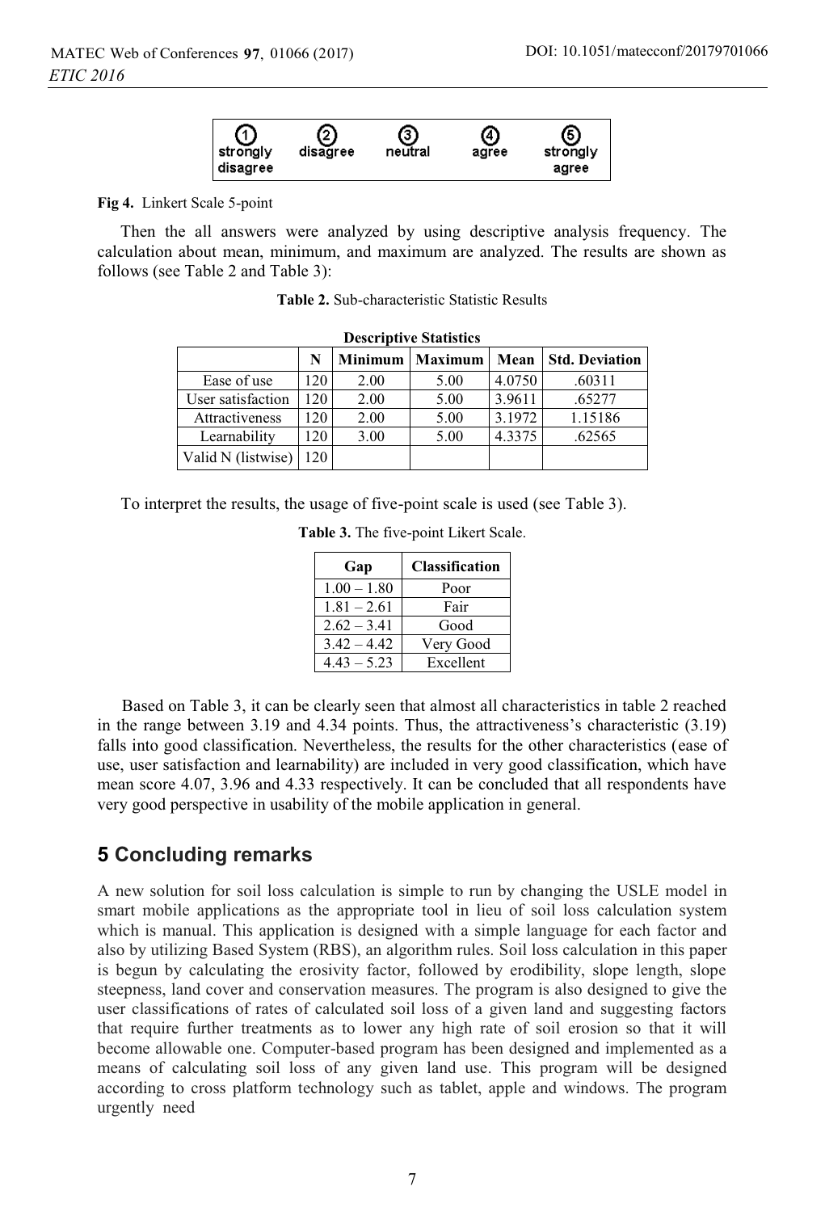| ① strongly disagree | ② disagree | ③ neutral | ④ agree | ⑤ strongly agree |
|---|---|---|---|---|

**Fig 4.** Linkert Scale 5-point

Then the all answers were analyzed by using descriptive analysis frequency. The calculation about mean, minimum, and maximum are analyzed. The results are shown as follows (see Table 2 and Table 3):

**Table 2.** Sub-characteristic Statistic Results

**Descriptive Statistics**

| | N | Minimum | Maximum | Mean | Std. Deviation |
|---|---|---|---|---|---|
| Ease of use | 120 | 2.00 | 5.00 | 4.0750 | .60311 |
| User satisfaction | 120 | 2.00 | 5.00 | 3.9611 | .65277 |
| Attractiveness | 120 | 2.00 | 5.00 | 3.1972 | 1.15186 |
| Learnability | 120 | 3.00 | 5.00 | 4.3375 | .62565 |
| Valid N (listwise) | 120 | | | | |

To interpret the results, the usage of five-point scale is used (see Table 3).

**Table 3.** The five-point Likert Scale.

| Gap | Classification |
|---|---|
| 1.00 – 1.80 | Poor |
| 1.81 – 2.61 | Fair |
| 2.62 – 3.41 | Good |
| 3.42 – 4.42 | Very Good |
| 4.43 – 5.23 | Excellent |

Based on Table 3, it can be clearly seen that almost all characteristics in table 2 reached in the range between 3.19 and 4.34 points. Thus, the attractiveness's characteristic (3.19) falls into good classification. Nevertheless, the results for the other characteristics (ease of use, user satisfaction and learnability) are included in very good classification, which have mean score 4.07, 3.96 and 4.33 respectively. It can be concluded that all respondents have very good perspective in usability of the mobile application in general.

## 5 Concluding remarks

A new solution for soil loss calculation is simple to run by changing the USLE model in smart mobile applications as the appropriate tool in lieu of soil loss calculation system which is manual. This application is designed with a simple language for each factor and also by utilizing Based System (RBS), an algorithm rules. Soil loss calculation in this paper is begun by calculating the erosivity factor, followed by erodibility, slope length, slope steepness, land cover and conservation measures. The program is also designed to give the user classifications of rates of calculated soil loss of a given land and suggesting factors that require further treatments as to lower any high rate of soil erosion so that it will become allowable one. Computer-based program has been designed and implemented as a means of calculating soil loss of any given land use. This program will be designed according to cross platform technology such as tablet, apple and windows. The program urgently need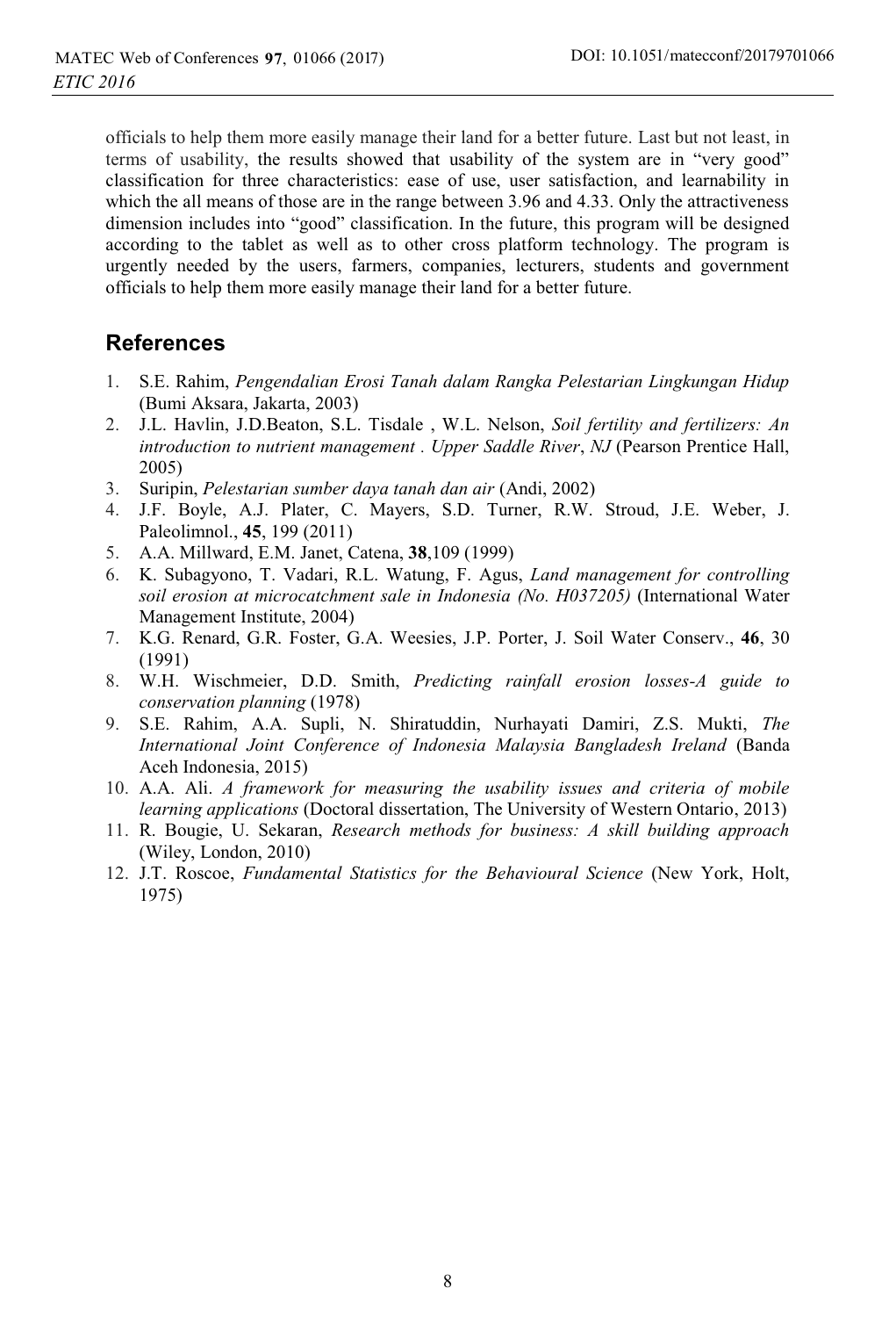officials to help them more easily manage their land for a better future. Last but not least, in terms of usability, the results showed that usability of the system are in "very good" classification for three characteristics: ease of use, user satisfaction, and learnability in which the all means of those are in the range between 3.96 and 4.33. Only the attractiveness dimension includes into "good" classification. In the future, this program will be designed according to the tablet as well as to other cross platform technology. The program is urgently needed by the users, farmers, companies, lecturers, students and government officials to help them more easily manage their land for a better future.

## References

1. S.E. Rahim, *Pengendalian Erosi Tanah dalam Rangka Pelestarian Lingkungan Hidup* (Bumi Aksara, Jakarta, 2003)
2. J.L. Havlin, J.D.Beaton, S.L. Tisdale , W.L. Nelson, *Soil fertility and fertilizers: An introduction to nutrient management . Upper Saddle River*, *NJ* (Pearson Prentice Hall, 2005)
3. Suripin, *Pelestarian sumber daya tanah dan air* (Andi, 2002)
4. J.F. Boyle, A.J. Plater, C. Mayers, S.D. Turner, R.W. Stroud, J.E. Weber, J. Paleolimnol., **45**, 199 (2011)
5. A.A. Millward, E.M. Janet, Catena, **38**,109 (1999)
6. K. Subagyono, T. Vadari, R.L. Watung, F. Agus, *Land management for controlling soil erosion at microcatchment sale in Indonesia (No. H037205)* (International Water Management Institute, 2004)
7. K.G. Renard, G.R. Foster, G.A. Weesies, J.P. Porter, J. Soil Water Conserv., **46**, 30 (1991)
8. W.H. Wischmeier, D.D. Smith, *Predicting rainfall erosion losses-A guide to conservation planning* (1978)
9. S.E. Rahim, A.A. Supli, N. Shiratuddin, Nurhayati Damiri, Z.S. Mukti, *The International Joint Conference of Indonesia Malaysia Bangladesh Ireland* (Banda Aceh Indonesia, 2015)
10. A.A. Ali. *A framework for measuring the usability issues and criteria of mobile learning applications* (Doctoral dissertation, The University of Western Ontario, 2013)
11. R. Bougie, U. Sekaran, *Research methods for business: A skill building approach* (Wiley, London, 2010)
12. J.T. Roscoe, *Fundamental Statistics for the Behavioural Science* (New York, Holt, 1975)